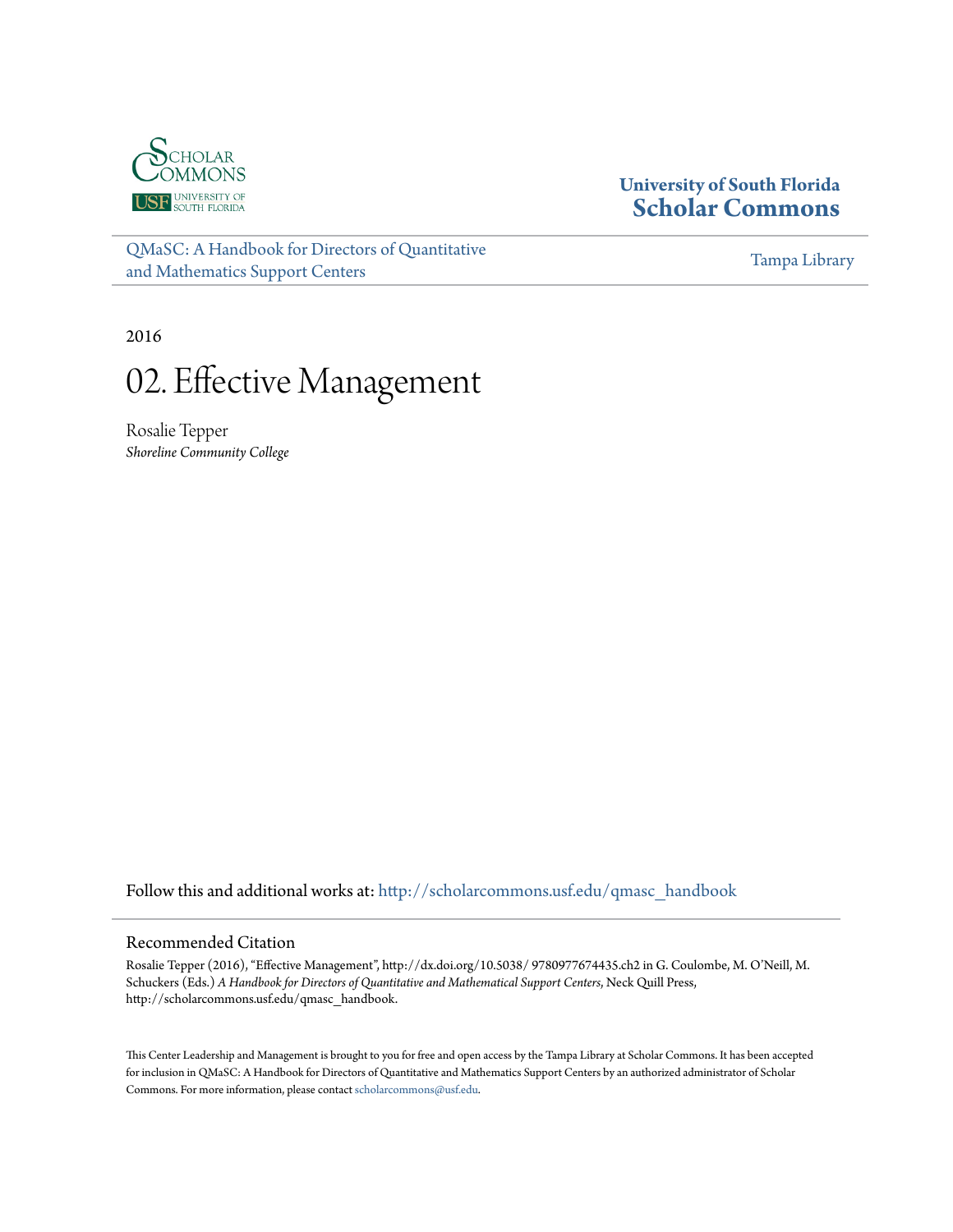University of South Florida
**Scholar Commons**

QMaSC: A Handbook for Directors of Quantitative and Mathematics Support Centers

Tampa Library

2016

# 02. Effective Management

Rosalie Tepper
*Shoreline Community College*

Follow this and additional works at: http://scholarcommons.usf.edu/qmasc_handbook

## Recommended Citation

Rosalie Tepper (2016), "Effective Management", http://dx.doi.org/10.5038/ 9780977674435.ch2 in G. Coulombe, M. O'Neill, M. Schuckers (Eds.) *A Handbook for Directors of Quantitative and Mathematical Support Centers*, Neck Quill Press, http://scholarcommons.usf.edu/qmasc_handbook.

This Center Leadership and Management is brought to you for free and open access by the Tampa Library at Scholar Commons. It has been accepted for inclusion in QMaSC: A Handbook for Directors of Quantitative and Mathematics Support Centers by an authorized administrator of Scholar Commons. For more information, please contact scholarcommons@usf.edu.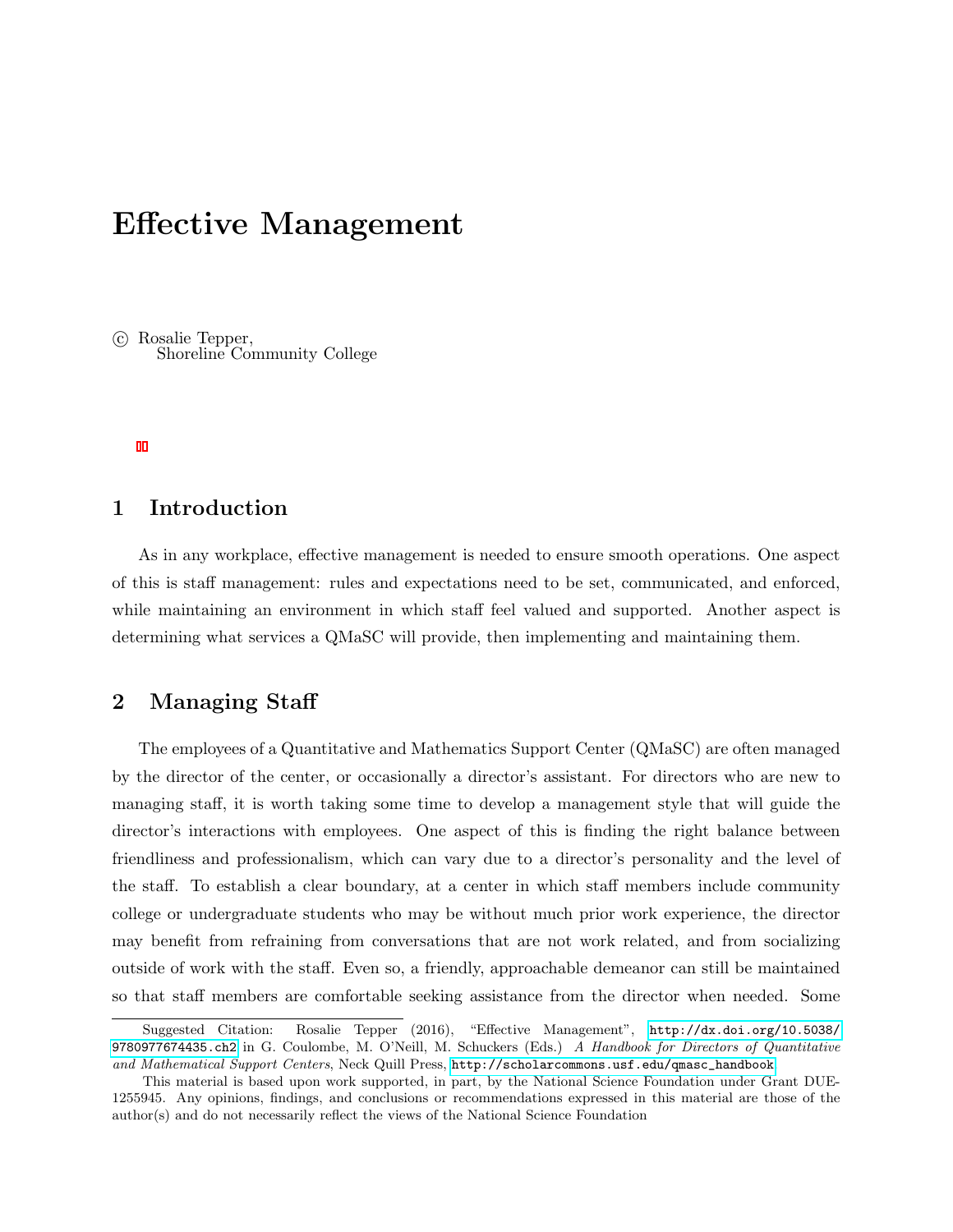# Effective Management

© Rosalie Tepper,
Shoreline Community College

## 1 Introduction

As in any workplace, effective management is needed to ensure smooth operations. One aspect of this is staff management: rules and expectations need to be set, communicated, and enforced, while maintaining an environment in which staff feel valued and supported. Another aspect is determining what services a QMaSC will provide, then implementing and maintaining them.

## 2 Managing Staff

The employees of a Quantitative and Mathematics Support Center (QMaSC) are often managed by the director of the center, or occasionally a director's assistant. For directors who are new to managing staff, it is worth taking some time to develop a management style that will guide the director's interactions with employees. One aspect of this is finding the right balance between friendliness and professionalism, which can vary due to a director's personality and the level of the staff. To establish a clear boundary, at a center in which staff members include community college or undergraduate students who may be without much prior work experience, the director may benefit from refraining from conversations that are not work related, and from socializing outside of work with the staff. Even so, a friendly, approachable demeanor can still be maintained so that staff members are comfortable seeking assistance from the director when needed. Some

Suggested Citation: Rosalie Tepper (2016), "Effective Management", http://dx.doi.org/10.5038/9780977674435.ch2 in G. Coulombe, M. O'Neill, M. Schuckers (Eds.) *A Handbook for Directors of Quantitative and Mathematical Support Centers*, Neck Quill Press, http://scholarcommons.usf.edu/qmasc_handbook

This material is based upon work supported, in part, by the National Science Foundation under Grant DUE-1255945. Any opinions, findings, and conclusions or recommendations expressed in this material are those of the author(s) and do not necessarily reflect the views of the National Science Foundation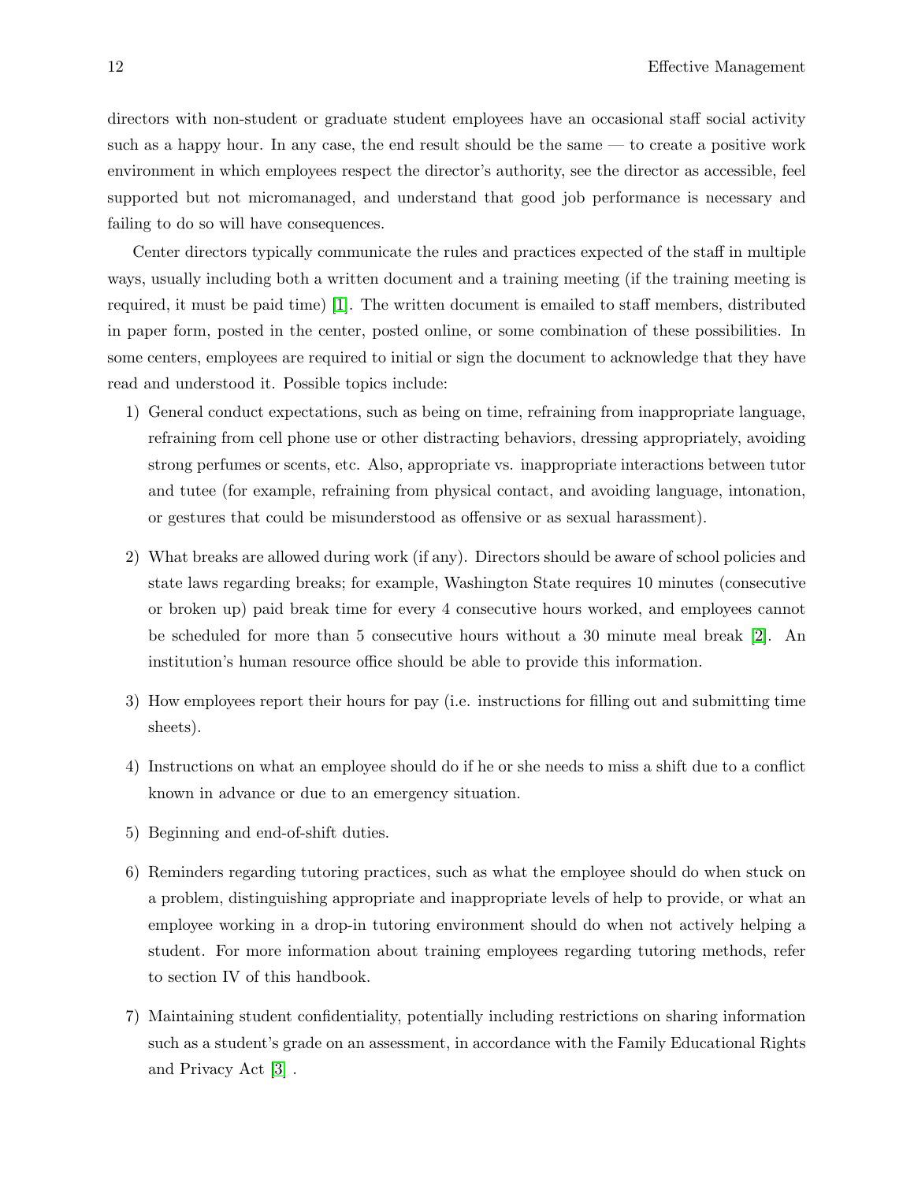directors with non-student or graduate student employees have an occasional staff social activity such as a happy hour. In any case, the end result should be the same — to create a positive work environment in which employees respect the director's authority, see the director as accessible, feel supported but not micromanaged, and understand that good job performance is necessary and failing to do so will have consequences.

Center directors typically communicate the rules and practices expected of the staff in multiple ways, usually including both a written document and a training meeting (if the training meeting is required, it must be paid time) [1]. The written document is emailed to staff members, distributed in paper form, posted in the center, posted online, or some combination of these possibilities. In some centers, employees are required to initial or sign the document to acknowledge that they have read and understood it. Possible topics include:

1) General conduct expectations, such as being on time, refraining from inappropriate language, refraining from cell phone use or other distracting behaviors, dressing appropriately, avoiding strong perfumes or scents, etc. Also, appropriate vs. inappropriate interactions between tutor and tutee (for example, refraining from physical contact, and avoiding language, intonation, or gestures that could be misunderstood as offensive or as sexual harassment).

2) What breaks are allowed during work (if any). Directors should be aware of school policies and state laws regarding breaks; for example, Washington State requires 10 minutes (consecutive or broken up) paid break time for every 4 consecutive hours worked, and employees cannot be scheduled for more than 5 consecutive hours without a 30 minute meal break [2]. An institution's human resource office should be able to provide this information.

3) How employees report their hours for pay (i.e. instructions for filling out and submitting time sheets).

4) Instructions on what an employee should do if he or she needs to miss a shift due to a conflict known in advance or due to an emergency situation.

5) Beginning and end-of-shift duties.

6) Reminders regarding tutoring practices, such as what the employee should do when stuck on a problem, distinguishing appropriate and inappropriate levels of help to provide, or what an employee working in a drop-in tutoring environment should do when not actively helping a student. For more information about training employees regarding tutoring methods, refer to section IV of this handbook.

7) Maintaining student confidentiality, potentially including restrictions on sharing information such as a student's grade on an assessment, in accordance with the Family Educational Rights and Privacy Act [3] .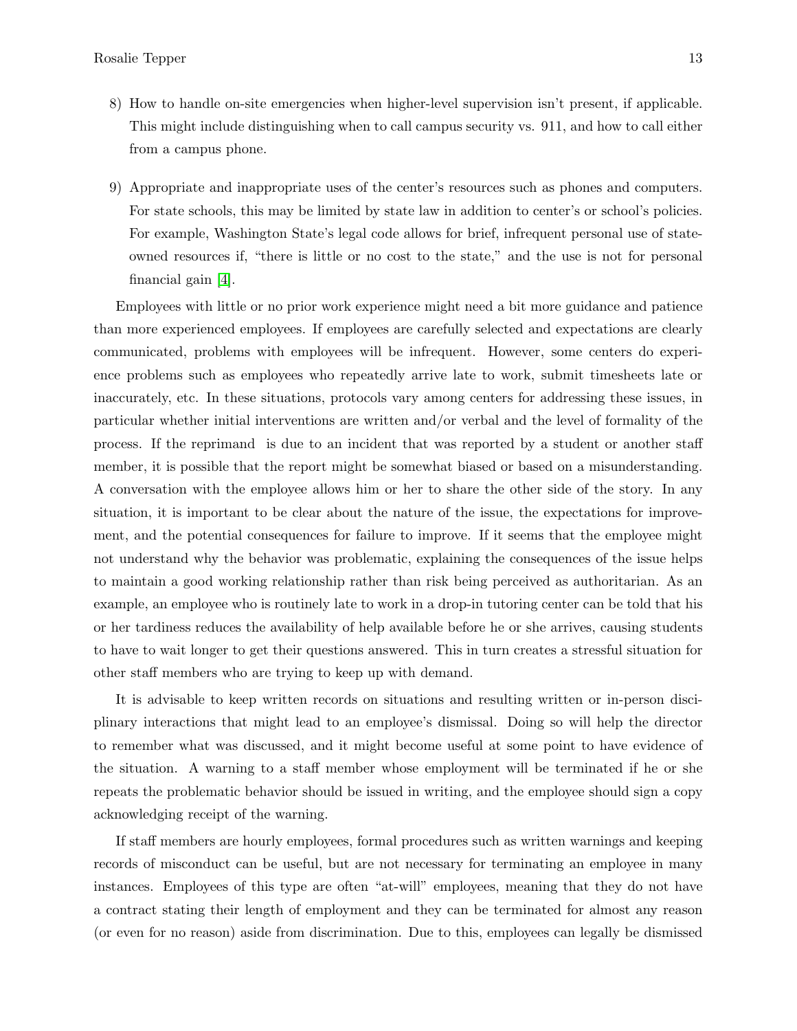8) How to handle on-site emergencies when higher-level supervision isn't present, if applicable. This might include distinguishing when to call campus security vs. 911, and how to call either from a campus phone.

9) Appropriate and inappropriate uses of the center's resources such as phones and computers. For state schools, this may be limited by state law in addition to center's or school's policies. For example, Washington State's legal code allows for brief, infrequent personal use of state-owned resources if, "there is little or no cost to the state," and the use is not for personal financial gain [4].

Employees with little or no prior work experience might need a bit more guidance and patience than more experienced employees. If employees are carefully selected and expectations are clearly communicated, problems with employees will be infrequent. However, some centers do experience problems such as employees who repeatedly arrive late to work, submit timesheets late or inaccurately, etc. In these situations, protocols vary among centers for addressing these issues, in particular whether initial interventions are written and/or verbal and the level of formality of the process. If the reprimand is due to an incident that was reported by a student or another staff member, it is possible that the report might be somewhat biased or based on a misunderstanding. A conversation with the employee allows him or her to share the other side of the story. In any situation, it is important to be clear about the nature of the issue, the expectations for improvement, and the potential consequences for failure to improve. If it seems that the employee might not understand why the behavior was problematic, explaining the consequences of the issue helps to maintain a good working relationship rather than risk being perceived as authoritarian. As an example, an employee who is routinely late to work in a drop-in tutoring center can be told that his or her tardiness reduces the availability of help available before he or she arrives, causing students to have to wait longer to get their questions answered. This in turn creates a stressful situation for other staff members who are trying to keep up with demand.

It is advisable to keep written records on situations and resulting written or in-person disciplinary interactions that might lead to an employee's dismissal. Doing so will help the director to remember what was discussed, and it might become useful at some point to have evidence of the situation. A warning to a staff member whose employment will be terminated if he or she repeats the problematic behavior should be issued in writing, and the employee should sign a copy acknowledging receipt of the warning.

If staff members are hourly employees, formal procedures such as written warnings and keeping records of misconduct can be useful, but are not necessary for terminating an employee in many instances. Employees of this type are often "at-will" employees, meaning that they do not have a contract stating their length of employment and they can be terminated for almost any reason (or even for no reason) aside from discrimination. Due to this, employees can legally be dismissed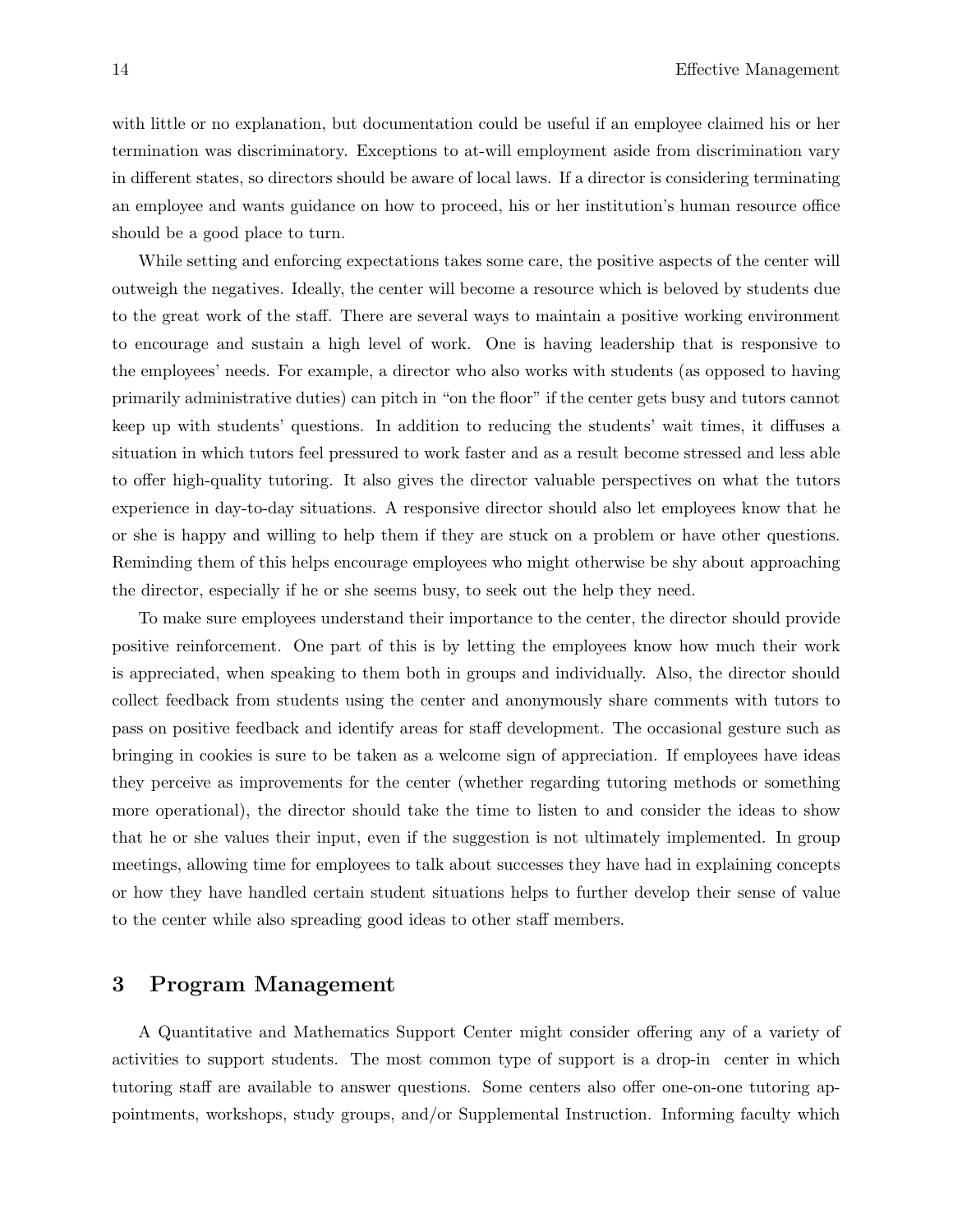with little or no explanation, but documentation could be useful if an employee claimed his or her termination was discriminatory. Exceptions to at-will employment aside from discrimination vary in different states, so directors should be aware of local laws. If a director is considering terminating an employee and wants guidance on how to proceed, his or her institution's human resource office should be a good place to turn.

While setting and enforcing expectations takes some care, the positive aspects of the center will outweigh the negatives. Ideally, the center will become a resource which is beloved by students due to the great work of the staff. There are several ways to maintain a positive working environment to encourage and sustain a high level of work. One is having leadership that is responsive to the employees' needs. For example, a director who also works with students (as opposed to having primarily administrative duties) can pitch in "on the floor" if the center gets busy and tutors cannot keep up with students' questions. In addition to reducing the students' wait times, it diffuses a situation in which tutors feel pressured to work faster and as a result become stressed and less able to offer high-quality tutoring. It also gives the director valuable perspectives on what the tutors experience in day-to-day situations. A responsive director should also let employees know that he or she is happy and willing to help them if they are stuck on a problem or have other questions. Reminding them of this helps encourage employees who might otherwise be shy about approaching the director, especially if he or she seems busy, to seek out the help they need.

To make sure employees understand their importance to the center, the director should provide positive reinforcement. One part of this is by letting the employees know how much their work is appreciated, when speaking to them both in groups and individually. Also, the director should collect feedback from students using the center and anonymously share comments with tutors to pass on positive feedback and identify areas for staff development. The occasional gesture such as bringing in cookies is sure to be taken as a welcome sign of appreciation. If employees have ideas they perceive as improvements for the center (whether regarding tutoring methods or something more operational), the director should take the time to listen to and consider the ideas to show that he or she values their input, even if the suggestion is not ultimately implemented. In group meetings, allowing time for employees to talk about successes they have had in explaining concepts or how they have handled certain student situations helps to further develop their sense of value to the center while also spreading good ideas to other staff members.

## 3 Program Management

A Quantitative and Mathematics Support Center might consider offering any of a variety of activities to support students. The most common type of support is a drop-in center in which tutoring staff are available to answer questions. Some centers also offer one-on-one tutoring appointments, workshops, study groups, and/or Supplemental Instruction. Informing faculty which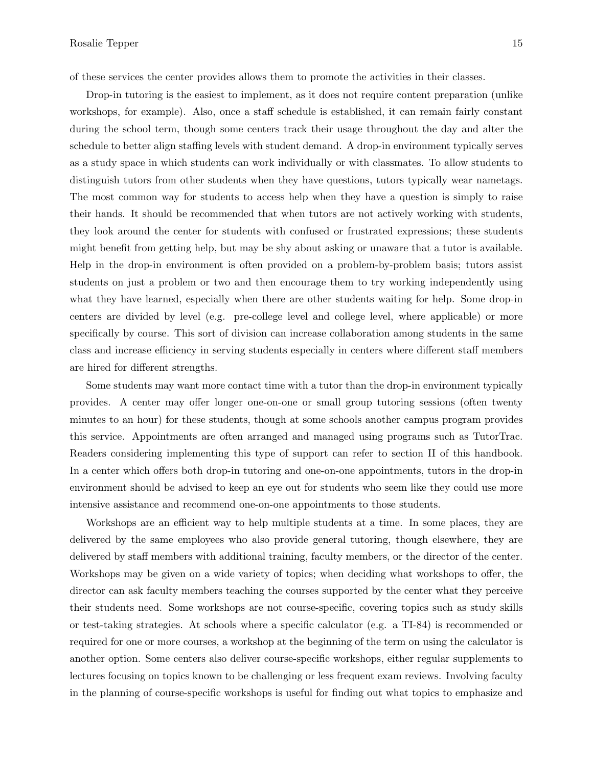of these services the center provides allows them to promote the activities in their classes.

Drop-in tutoring is the easiest to implement, as it does not require content preparation (unlike workshops, for example). Also, once a staff schedule is established, it can remain fairly constant during the school term, though some centers track their usage throughout the day and alter the schedule to better align staffing levels with student demand. A drop-in environment typically serves as a study space in which students can work individually or with classmates. To allow students to distinguish tutors from other students when they have questions, tutors typically wear nametags. The most common way for students to access help when they have a question is simply to raise their hands. It should be recommended that when tutors are not actively working with students, they look around the center for students with confused or frustrated expressions; these students might benefit from getting help, but may be shy about asking or unaware that a tutor is available. Help in the drop-in environment is often provided on a problem-by-problem basis; tutors assist students on just a problem or two and then encourage them to try working independently using what they have learned, especially when there are other students waiting for help. Some drop-in centers are divided by level (e.g. pre-college level and college level, where applicable) or more specifically by course. This sort of division can increase collaboration among students in the same class and increase efficiency in serving students especially in centers where different staff members are hired for different strengths.

Some students may want more contact time with a tutor than the drop-in environment typically provides. A center may offer longer one-on-one or small group tutoring sessions (often twenty minutes to an hour) for these students, though at some schools another campus program provides this service. Appointments are often arranged and managed using programs such as TutorTrac. Readers considering implementing this type of support can refer to section II of this handbook. In a center which offers both drop-in tutoring and one-on-one appointments, tutors in the drop-in environment should be advised to keep an eye out for students who seem like they could use more intensive assistance and recommend one-on-one appointments to those students.

Workshops are an efficient way to help multiple students at a time. In some places, they are delivered by the same employees who also provide general tutoring, though elsewhere, they are delivered by staff members with additional training, faculty members, or the director of the center. Workshops may be given on a wide variety of topics; when deciding what workshops to offer, the director can ask faculty members teaching the courses supported by the center what they perceive their students need. Some workshops are not course-specific, covering topics such as study skills or test-taking strategies. At schools where a specific calculator (e.g. a TI-84) is recommended or required for one or more courses, a workshop at the beginning of the term on using the calculator is another option. Some centers also deliver course-specific workshops, either regular supplements to lectures focusing on topics known to be challenging or less frequent exam reviews. Involving faculty in the planning of course-specific workshops is useful for finding out what topics to emphasize and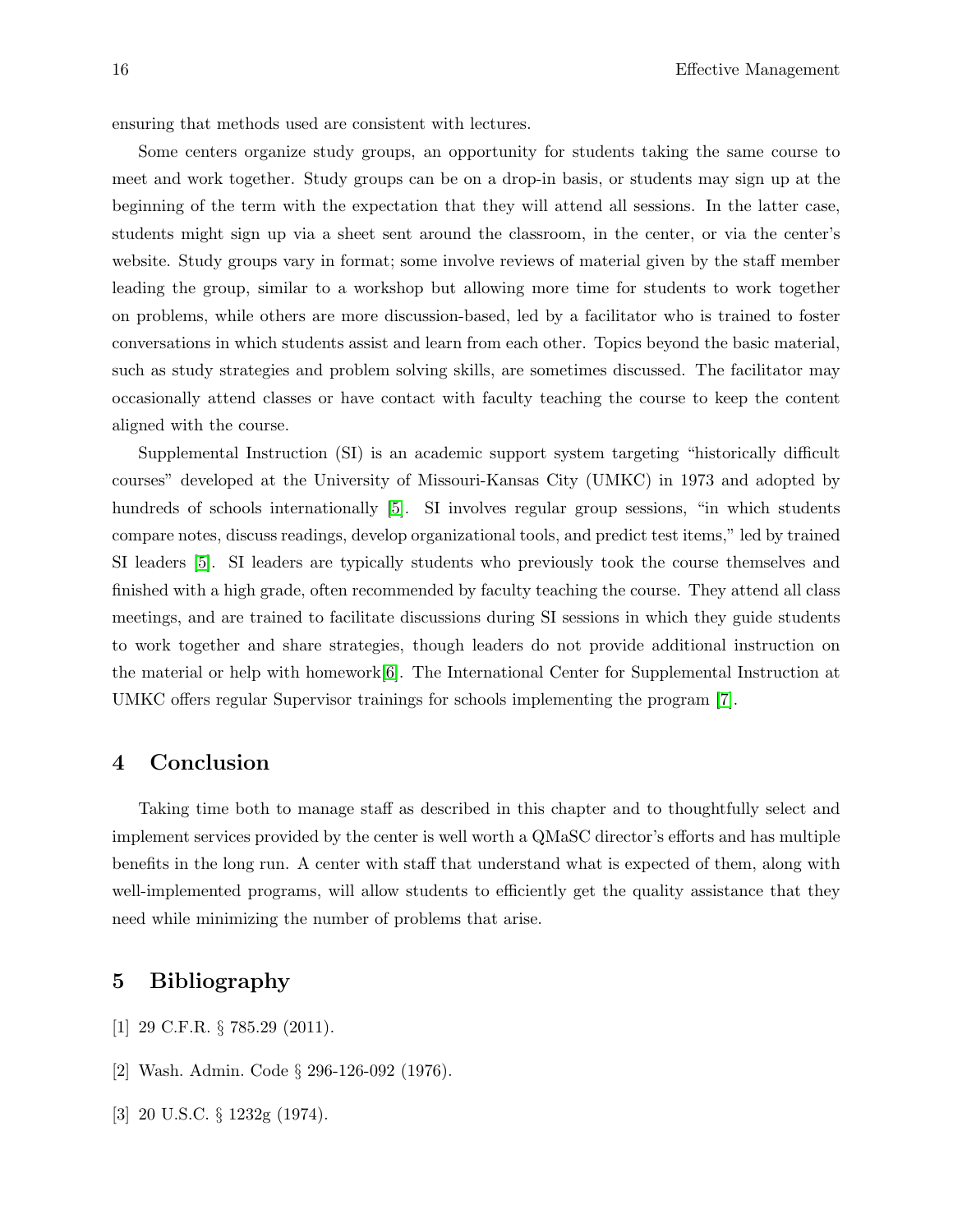ensuring that methods used are consistent with lectures.

Some centers organize study groups, an opportunity for students taking the same course to meet and work together. Study groups can be on a drop-in basis, or students may sign up at the beginning of the term with the expectation that they will attend all sessions. In the latter case, students might sign up via a sheet sent around the classroom, in the center, or via the center's website. Study groups vary in format; some involve reviews of material given by the staff member leading the group, similar to a workshop but allowing more time for students to work together on problems, while others are more discussion-based, led by a facilitator who is trained to foster conversations in which students assist and learn from each other. Topics beyond the basic material, such as study strategies and problem solving skills, are sometimes discussed. The facilitator may occasionally attend classes or have contact with faculty teaching the course to keep the content aligned with the course.

Supplemental Instruction (SI) is an academic support system targeting "historically difficult courses" developed at the University of Missouri-Kansas City (UMKC) in 1973 and adopted by hundreds of schools internationally [5]. SI involves regular group sessions, "in which students compare notes, discuss readings, develop organizational tools, and predict test items," led by trained SI leaders [5]. SI leaders are typically students who previously took the course themselves and finished with a high grade, often recommended by faculty teaching the course. They attend all class meetings, and are trained to facilitate discussions during SI sessions in which they guide students to work together and share strategies, though leaders do not provide additional instruction on the material or help with homework[6]. The International Center for Supplemental Instruction at UMKC offers regular Supervisor trainings for schools implementing the program [7].

## 4 Conclusion

Taking time both to manage staff as described in this chapter and to thoughtfully select and implement services provided by the center is well worth a QMaSC director's efforts and has multiple benefits in the long run. A center with staff that understand what is expected of them, along with well-implemented programs, will allow students to efficiently get the quality assistance that they need while minimizing the number of problems that arise.

## 5 Bibliography

[1] 29 C.F.R. § 785.29 (2011).

[2] Wash. Admin. Code § 296-126-092 (1976).

[3] 20 U.S.C. § 1232g (1974).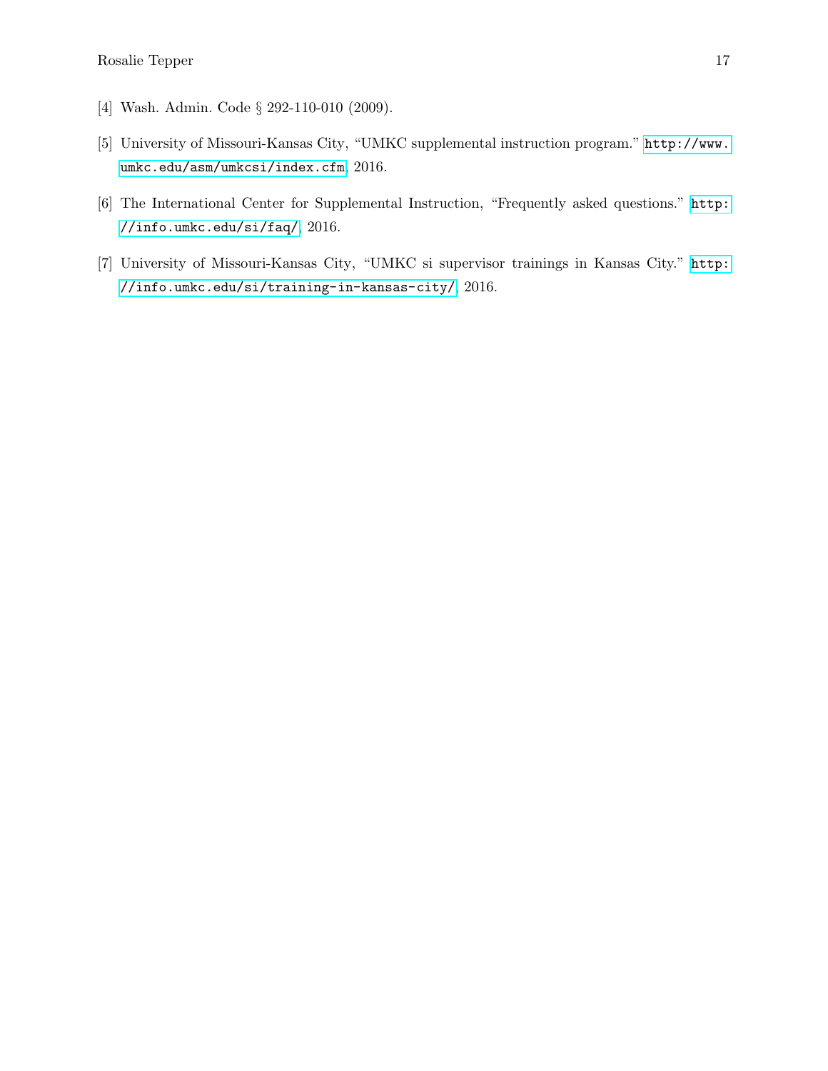[4] Wash. Admin. Code § 292-110-010 (2009).

[5] University of Missouri-Kansas City, "UMKC supplemental instruction program." http://www.umkc.edu/asm/umkcsi/index.cfm, 2016.

[6] The International Center for Supplemental Instruction, "Frequently asked questions." http://info.umkc.edu/si/faq/, 2016.

[7] University of Missouri-Kansas City, "UMKC si supervisor trainings in Kansas City." http://info.umkc.edu/si/training-in-kansas-city/, 2016.